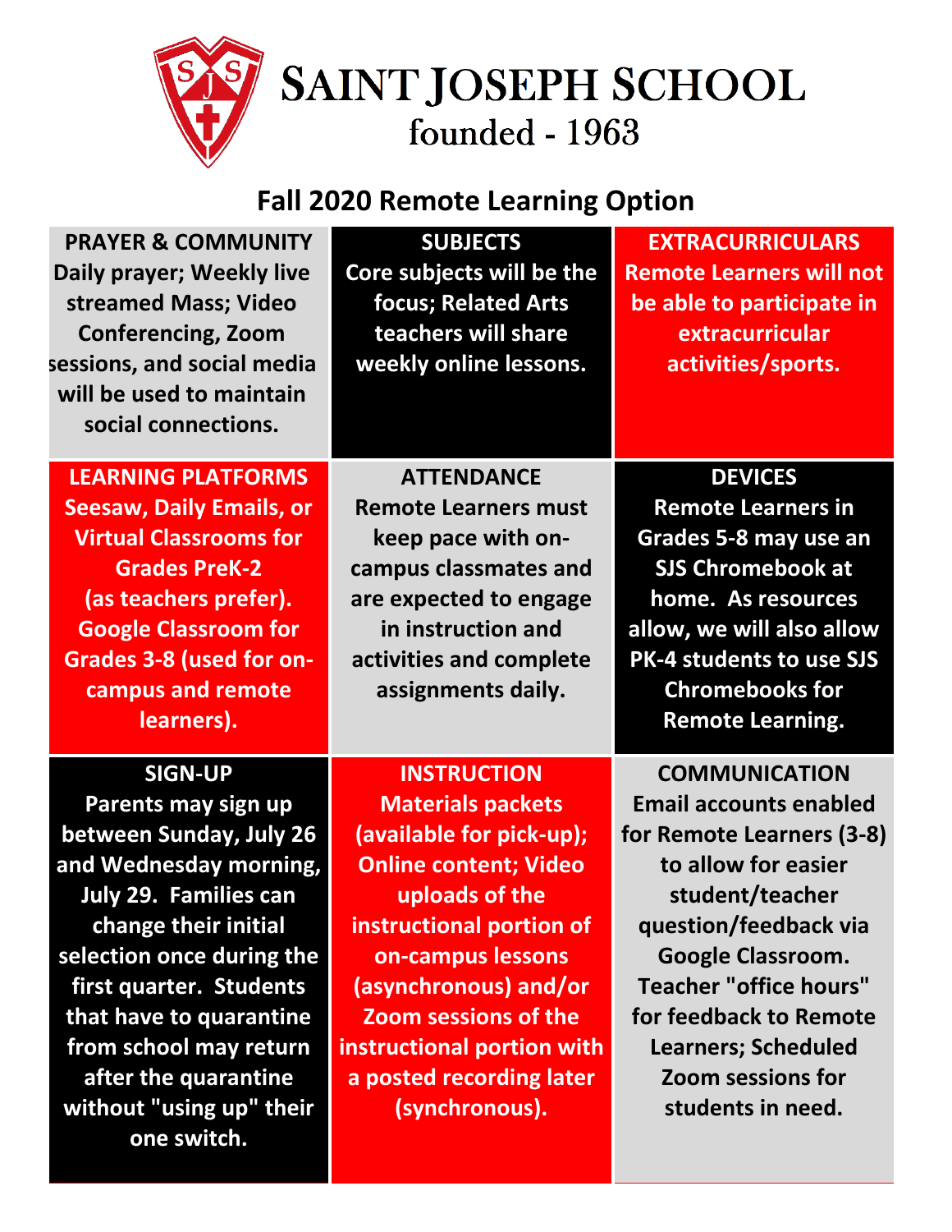# SAINT JOSEPH SCHOOL

founded - 1963

## Fall 2020 Remote Learning Option

**PRAYER & COMMUNITY**
Daily prayer; Weekly live streamed Mass; Video Conferencing, Zoom sessions, and social media will be used to maintain social connections.

**SUBJECTS**
Core subjects will be the focus; Related Arts teachers will share weekly online lessons.

**EXTRACURRICULARS**
Remote Learners will not be able to participate in extracurricular activities/sports.

**LEARNING PLATFORMS**
Seesaw, Daily Emails, or Virtual Classrooms for Grades PreK-2 (as teachers prefer). Google Classroom for Grades 3-8 (used for on-campus and remote learners).

**ATTENDANCE**
Remote Learners must keep pace with on-campus classmates and are expected to engage in instruction and activities and complete assignments daily.

**DEVICES**
Remote Learners in Grades 5-8 may use an SJS Chromebook at home. As resources allow, we will also allow PK-4 students to use SJS Chromebooks for Remote Learning.

**SIGN-UP**
Parents may sign up between Sunday, July 26 and Wednesday morning, July 29. Families can change their initial selection once during the first quarter. Students that have to quarantine from school may return after the quarantine without "using up" their one switch.

**INSTRUCTION**
Materials packets (available for pick-up); Online content; Video uploads of the instructional portion of on-campus lessons (asynchronous) and/or Zoom sessions of the instructional portion with a posted recording later (synchronous).

**COMMUNICATION**
Email accounts enabled for Remote Learners (3-8) to allow for easier student/teacher question/feedback via Google Classroom. Teacher "office hours" for feedback to Remote Learners; Scheduled Zoom sessions for students in need.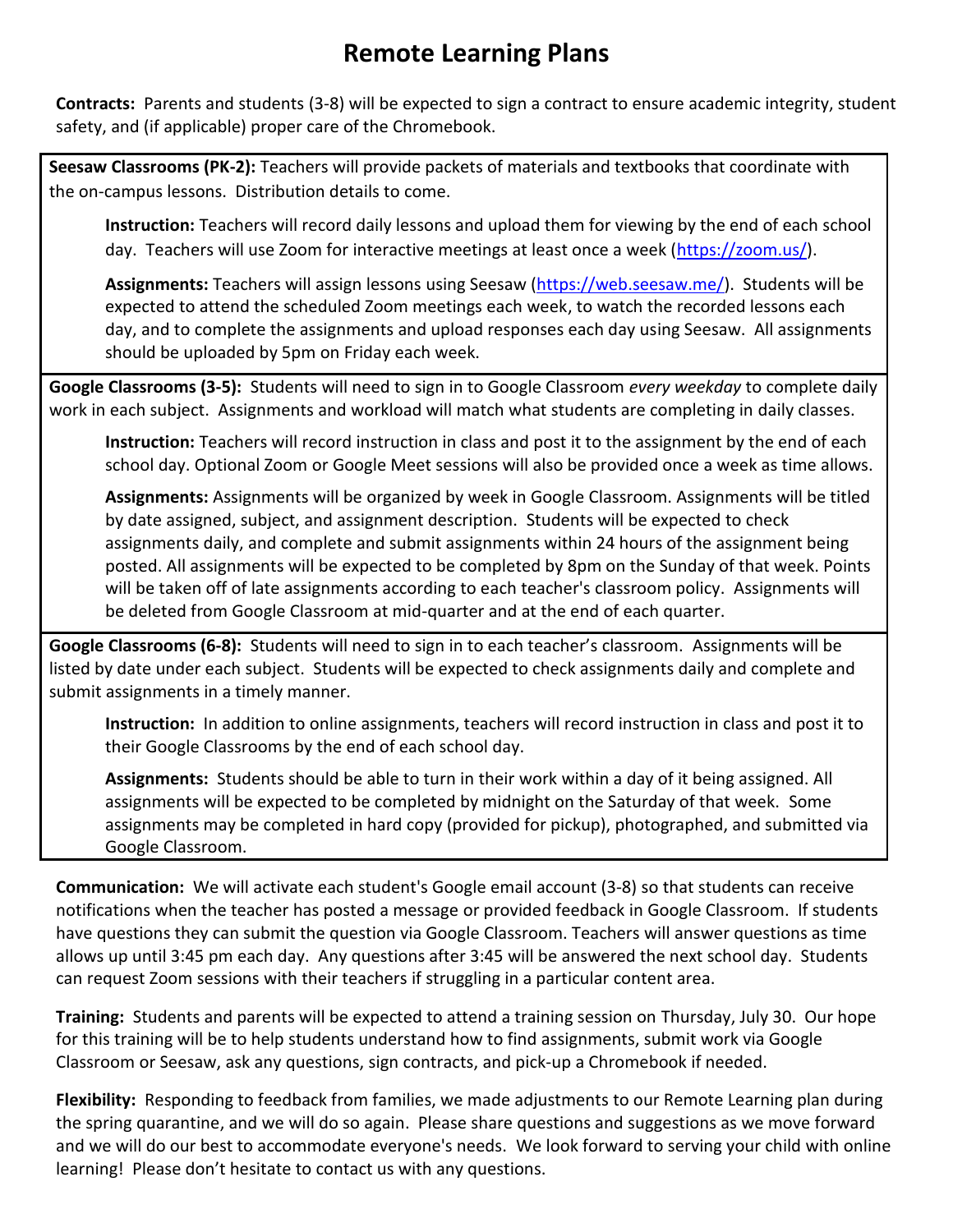# Remote Learning Plans

**Contracts:** Parents and students (3-8) will be expected to sign a contract to ensure academic integrity, student safety, and (if applicable) proper care of the Chromebook.

**Seesaw Classrooms (PK-2):** Teachers will provide packets of materials and textbooks that coordinate with the on-campus lessons. Distribution details to come.

**Instruction:** Teachers will record daily lessons and upload them for viewing by the end of each school day. Teachers will use Zoom for interactive meetings at least once a week (https://zoom.us/).

**Assignments:** Teachers will assign lessons using Seesaw (https://web.seesaw.me/). Students will be expected to attend the scheduled Zoom meetings each week, to watch the recorded lessons each day, and to complete the assignments and upload responses each day using Seesaw. All assignments should be uploaded by 5pm on Friday each week.

**Google Classrooms (3-5):** Students will need to sign in to Google Classroom *every weekday* to complete daily work in each subject. Assignments and workload will match what students are completing in daily classes.

**Instruction:** Teachers will record instruction in class and post it to the assignment by the end of each school day. Optional Zoom or Google Meet sessions will also be provided once a week as time allows.

**Assignments:** Assignments will be organized by week in Google Classroom. Assignments will be titled by date assigned, subject, and assignment description. Students will be expected to check assignments daily, and complete and submit assignments within 24 hours of the assignment being posted. All assignments will be expected to be completed by 8pm on the Sunday of that week. Points will be taken off of late assignments according to each teacher's classroom policy. Assignments will be deleted from Google Classroom at mid-quarter and at the end of each quarter.

**Google Classrooms (6-8):** Students will need to sign in to each teacher's classroom. Assignments will be listed by date under each subject. Students will be expected to check assignments daily and complete and submit assignments in a timely manner.

**Instruction:** In addition to online assignments, teachers will record instruction in class and post it to their Google Classrooms by the end of each school day.

**Assignments:** Students should be able to turn in their work within a day of it being assigned. All assignments will be expected to be completed by midnight on the Saturday of that week. Some assignments may be completed in hard copy (provided for pickup), photographed, and submitted via Google Classroom.

**Communication:** We will activate each student's Google email account (3-8) so that students can receive notifications when the teacher has posted a message or provided feedback in Google Classroom. If students have questions they can submit the question via Google Classroom. Teachers will answer questions as time allows up until 3:45 pm each day. Any questions after 3:45 will be answered the next school day. Students can request Zoom sessions with their teachers if struggling in a particular content area.

**Training:** Students and parents will be expected to attend a training session on Thursday, July 30. Our hope for this training will be to help students understand how to find assignments, submit work via Google Classroom or Seesaw, ask any questions, sign contracts, and pick-up a Chromebook if needed.

**Flexibility:** Responding to feedback from families, we made adjustments to our Remote Learning plan during the spring quarantine, and we will do so again. Please share questions and suggestions as we move forward and we will do our best to accommodate everyone's needs. We look forward to serving your child with online learning! Please don't hesitate to contact us with any questions.